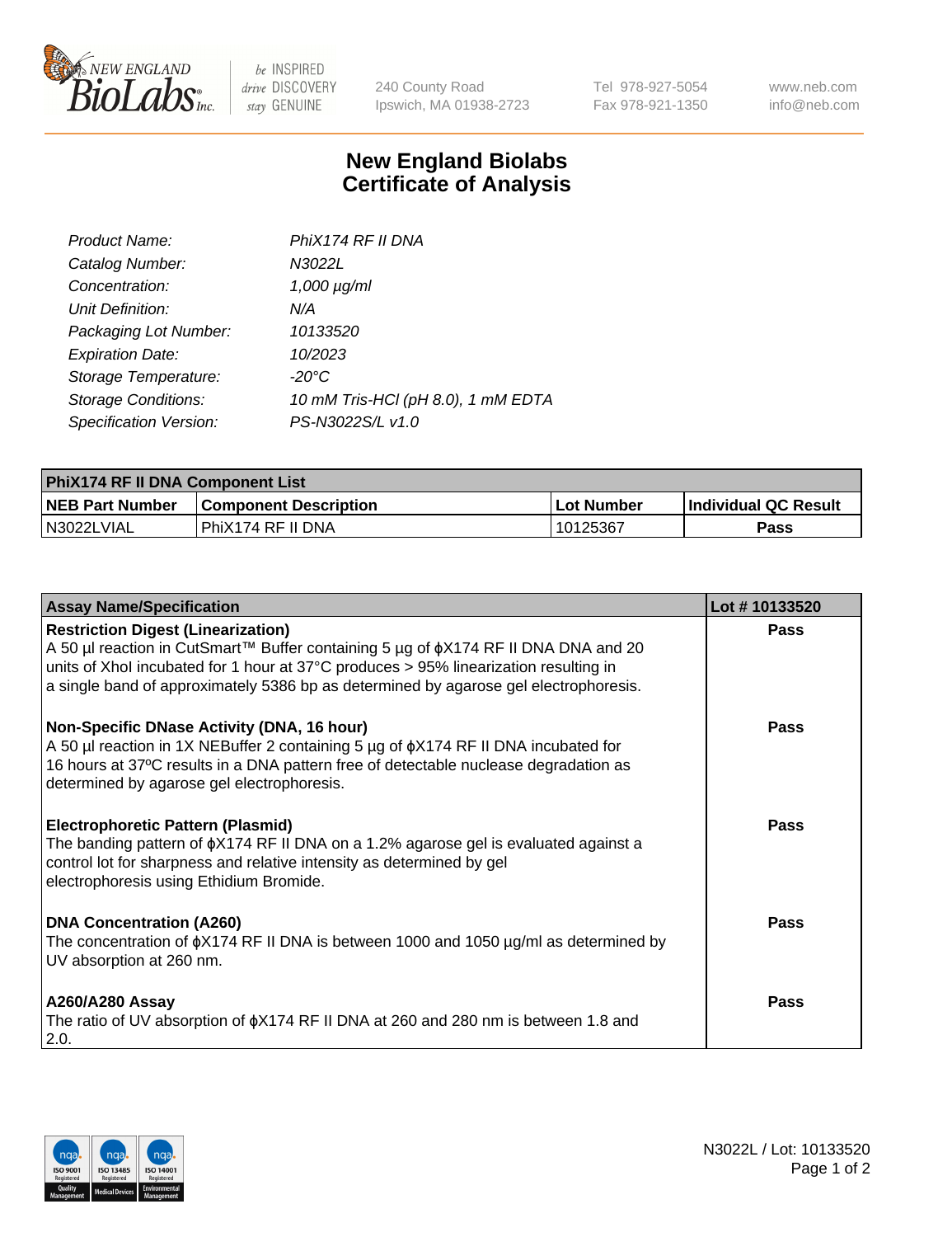New England Biolabs Inc. — be INSPIRED drive DISCOVERY stay GENUINE

240 County Road
Ipswich, MA 01938-2723

Tel 978-927-5054
Fax 978-921-1350

www.neb.com
info@neb.com

# New England Biolabs
# Certificate of Analysis

| | |
|---|---|
| *Product Name:* | *PhiX174 RF II DNA* |
| *Catalog Number:* | *N3022L* |
| *Concentration:* | *1,000 µg/ml* |
| *Unit Definition:* | *N/A* |
| *Packaging Lot Number:* | *10133520* |
| *Expiration Date:* | *10/2023* |
| *Storage Temperature:* | *-20°C* |
| *Storage Conditions:* | *10 mM Tris-HCl (pH 8.0), 1 mM EDTA* |
| *Specification Version:* | *PS-N3022S/L v1.0* |

| **PhiX174 RF II DNA Component List** | | | |
|---|---|---|---|
| **NEB Part Number** | **Component Description** | **Lot Number** | **Individual QC Result** |
| N3022LVIAL | PhiX174 RF II DNA | 10125367 | **Pass** |

| **Assay Name/Specification** | **Lot # 10133520** |
|---|---|
| **Restriction Digest (Linearization)**<br>A 50 µl reaction in CutSmart™ Buffer containing 5 µg of ϕX174 RF II DNA DNA and 20 units of XhoI incubated for 1 hour at 37°C produces > 95% linearization resulting in a single band of approximately 5386 bp as determined by agarose gel electrophoresis. | **Pass** |
| **Non-Specific DNase Activity (DNA, 16 hour)**<br>A 50 µl reaction in 1X NEBuffer 2 containing 5 µg of ϕX174 RF II DNA incubated for 16 hours at 37ºC results in a DNA pattern free of detectable nuclease degradation as determined by agarose gel electrophoresis. | **Pass** |
| **Electrophoretic Pattern (Plasmid)**<br>The banding pattern of ϕX174 RF II DNA on a 1.2% agarose gel is evaluated against a control lot for sharpness and relative intensity as determined by gel electrophoresis using Ethidium Bromide. | **Pass** |
| **DNA Concentration (A260)**<br>The concentration of ϕX174 RF II DNA is between 1000 and 1050 µg/ml as determined by UV absorption at 260 nm. | **Pass** |
| **A260/A280 Assay**<br>The ratio of UV absorption of ϕX174 RF II DNA at 260 and 280 nm is between 1.8 and 2.0. | **Pass** |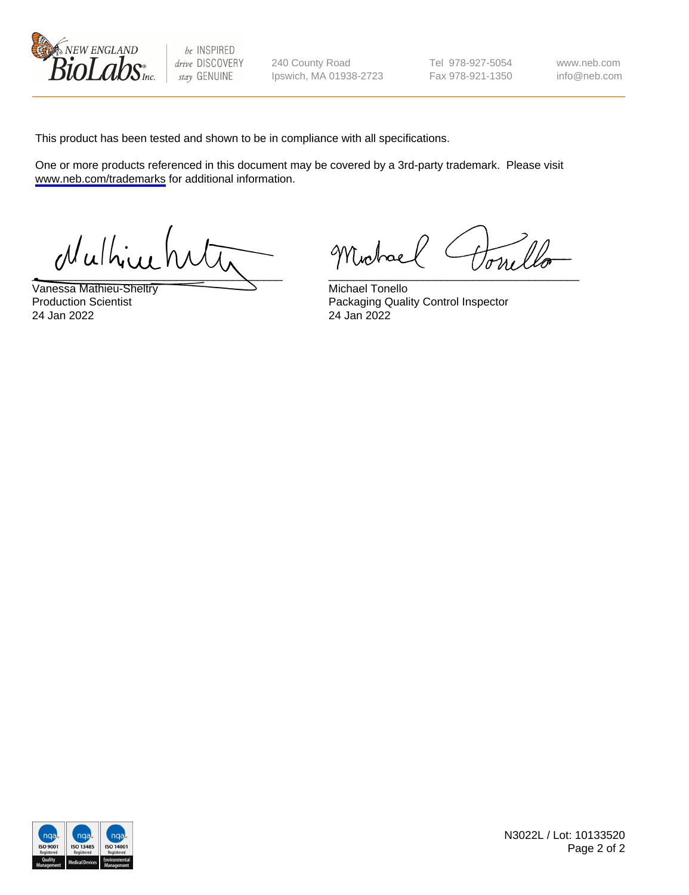This product has been tested and shown to be in compliance with all specifications.

One or more products referenced in this document may be covered by a 3rd-party trademark. Please visit www.neb.com/trademarks for additional information.

Vanessa Mathieu-Sheltry
Production Scientist
24 Jan 2022

Michael Tonello
Packaging Quality Control Inspector
24 Jan 2022

N3022L / Lot: 10133520